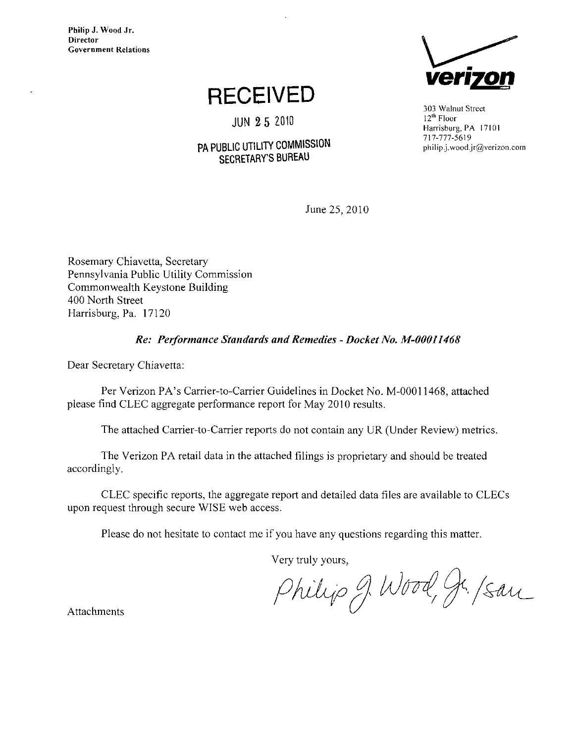Philip J. Wood Jr.
Director
Government Relations

**verizon**

303 Walnut Street
12th Floor
Harrisburg, PA 17101
717-777-5619
philip.j.wood.jr@verizon.com

**RECEIVED**

JUN 25 2010

PA PUBLIC UTILITY COMMISSION
SECRETARY'S BUREAU

June 25, 2010

Rosemary Chiavetta, Secretary
Pennsylvania Public Utility Commission
Commonwealth Keystone Building
400 North Street
Harrisburg, Pa. 17120

***Re: Performance Standards and Remedies - Docket No. M-00011468***

Dear Secretary Chiavetta:

Per Verizon PA's Carrier-to-Carrier Guidelines in Docket No. M-00011468, attached please find CLEC aggregate performance report for May 2010 results.

The attached Carrier-to-Carrier reports do not contain any UR (Under Review) metrics.

The Verizon PA retail data in the attached filings is proprietary and should be treated accordingly.

CLEC specific reports, the aggregate report and detailed data files are available to CLECs upon request through secure WISE web access.

Please do not hesitate to contact me if you have any questions regarding this matter.

Very truly yours,

Philip J. Wood, Jr. /sau

Attachments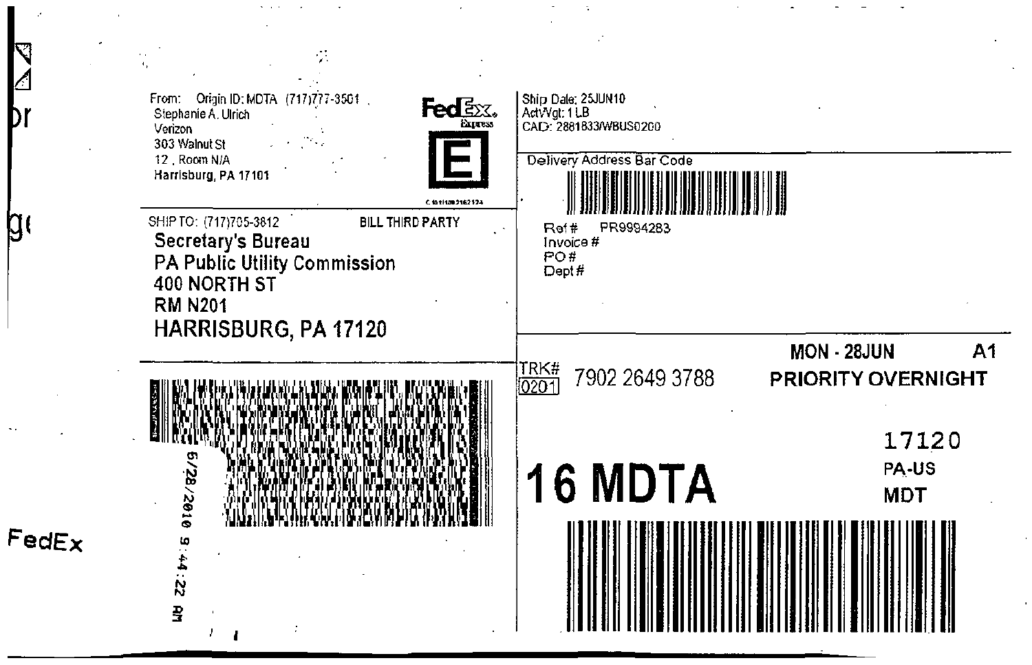From: Origin ID: MDTA (717)777-3501
Stephanie A. Ulrich
Verizon
303 Walnut St
12 , Room N/A
Harrisburg, PA 17101

FedEx Express

E

Ship Date: 25JUN10
ActWgt: 1 LB
CAD: 2881833/WBUS0200

Delivery Address Bar Code

SHIP TO: (717)705-3812 BILL THIRD PARTY

**Secretary's Bureau**
**PA Public Utility Commission**
**400 NORTH ST**
**RM N201**
**HARRISBURG, PA 17120**

Ref # PR9994283
Invoice #
PO #
Dept #

TRK# 0201 7902 2649 3788

**MON - 28JUN** **A1**
**PRIORITY OVERNIGHT**

6/28/2010 9:44:22 AM

# 16 MDTA

17120
PA-US
MDT

FedEx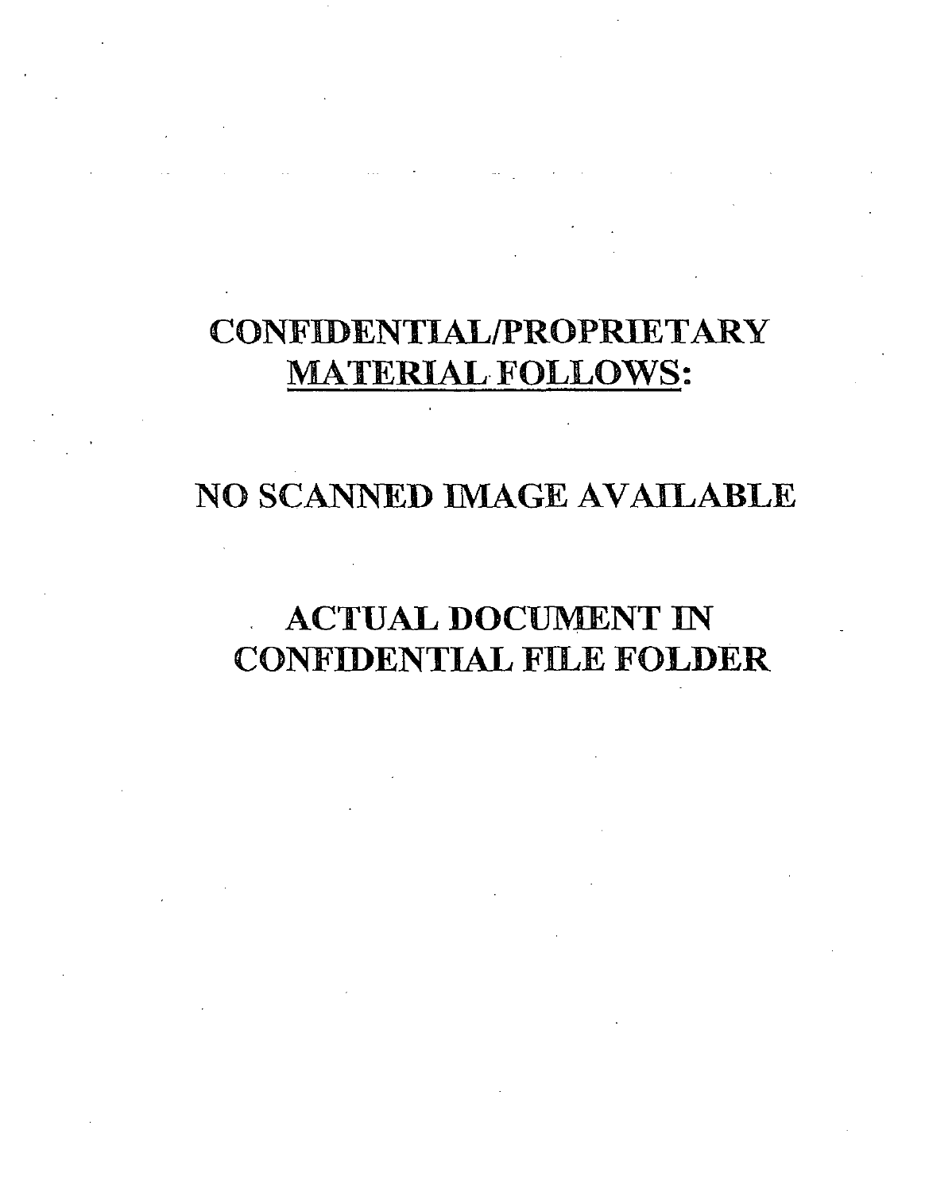CONFIDENTIAL/PROPRIETARY
<u>MATERIAL FOLLOWS</u>:

NO SCANNED IMAGE AVAILABLE

ACTUAL DOCUMENT IN
CONFIDENTIAL FILE FOLDER